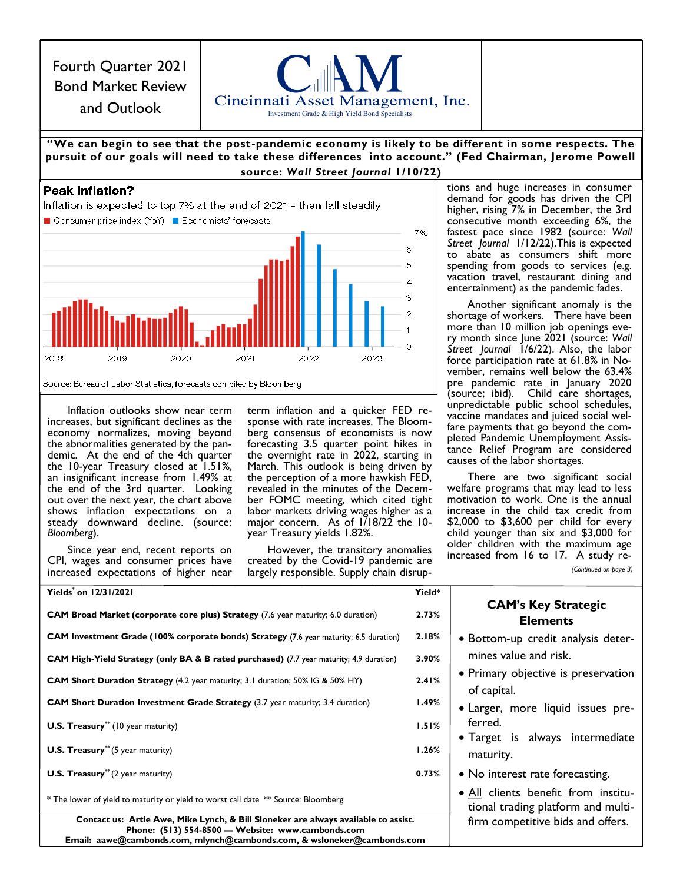# Fourth Quarter 2021 Bond Market Review and Outlook

Cincinnati Asset Management, Inc.
Investment Grade & High Yield Bond Specialists

**"We can begin to see that the post-pandemic economy is likely to be different in some respects. The pursuit of our goals will need to take these differences into account." (Fed Chairman, Jerome Powell source: *Wall Street Journal* 1/10/22)**

**Peak Inflation?**

Inflation is expected to top 7% at the end of 2021 – then fall steadily

Consumer price index (YoY) | Economists' forecasts

Source: Bureau of Labor Statistics, forecasts compiled by Bloomberg

Inflation outlooks show near term increases, but significant declines as the economy normalizes, moving beyond the abnormalities generated by the pandemic. At the end of the 4th quarter the 10-year Treasury closed at 1.51%, an insignificant increase from 1.49% at the end of the 3rd quarter. Looking out over the next year, the chart above shows inflation expectations on a steady downward decline. (source: *Bloomberg*).

Since year end, recent reports on CPI, wages and consumer prices have increased expectations of higher near term inflation and a quicker FED response with rate increases. The Bloomberg consensus of economists is now forecasting 3.5 quarter point hikes in the overnight rate in 2022, starting in March. This outlook is being driven by the perception of a more hawkish FED, revealed in the minutes of the December FOMC meeting, which cited tight labor markets driving wages higher as a major concern. As of 1/18/22 the 10-year Treasury yields 1.82%.

However, the transitory anomalies created by the Covid-19 pandemic are largely responsible. Supply chain disruptions and huge increases in consumer demand for goods has driven the CPI higher, rising 7% in December, the 3rd consecutive month exceeding 6%, the fastest pace since 1982 (source: *Wall Street Journal* 1/12/22).This is expected to abate as consumers shift more spending from goods to services (e.g. vacation travel, restaurant dining and entertainment) as the pandemic fades.

Another significant anomaly is the shortage of workers. There have been more than 10 million job openings every month since June 2021 (source: *Wall Street Journal* 1/6/22). Also, the labor force participation rate at 61.8% in November, remains well below the 63.4% pre pandemic rate in January 2020 (source; ibid). Child care shortages, unpredictable public school schedules, vaccine mandates and juiced social welfare payments that go beyond the completed Pandemic Unemployment Assistance Relief Program are considered causes of the labor shortages.

There are two significant social welfare programs that may lead to less motivation to work. One is the annual increase in the child tax credit from $2,000 to $3,600 per child for every child younger than six and $3,000 for older children with the maximum age increased from 16 to 17. A study re-

*(Continued on page 3)*

| Yields* on 12/31/2021 | Yield* |
|---|---|
| **CAM Broad Market (corporate core plus) Strategy** (7.6 year maturity; 6.0 duration) | 2.73% |
| **CAM Investment Grade (100% corporate bonds) Strategy** (7.6 year maturity; 6.5 duration) | 2.18% |
| **CAM High-Yield Strategy (only BA & B rated purchased)** (7.7 year maturity; 4.9 duration) | 3.90% |
| **CAM Short Duration Strategy** (4.2 year maturity; 3.1 duration; 50% IG & 50% HY) | 2.41% |
| **CAM Short Duration Investment Grade Strategy** (3.7 year maturity; 3.4 duration) | 1.49% |
| **U.S. Treasury**** (10 year maturity) | 1.51% |
| **U.S. Treasury**** (5 year maturity) | 1.26% |
| **U.S. Treasury**** (2 year maturity) | 0.73% |

\* The lower of yield to maturity or yield to worst call date ** Source: Bloomberg

**Contact us: Artie Awe, Mike Lynch, & Bill Sloneker are always available to assist.**
**Phone: (513) 554-8500 — Website: www.cambonds.com**
**Email: aawe@cambonds.com, mlynch@cambonds.com, & wsloneker@cambonds.com**

## CAM's Key Strategic Elements

- Bottom-up credit analysis determines value and risk.
- Primary objective is preservation of capital.
- Larger, more liquid issues preferred.
- Target is always intermediate maturity.
- No interest rate forecasting.
- All clients benefit from institutional trading platform and multi-firm competitive bids and offers.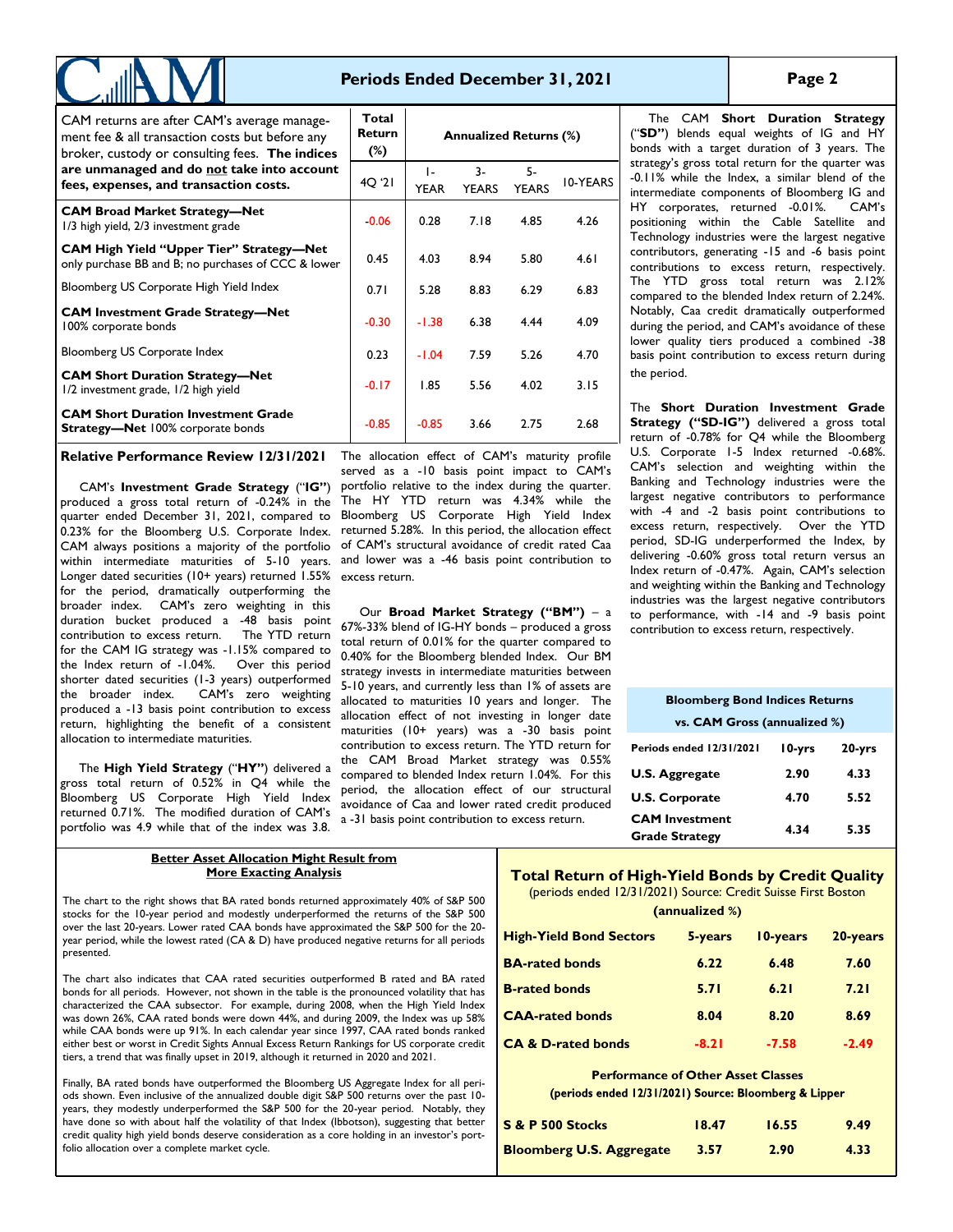## Periods Ended December 31, 2021

| CAM returns are after CAM's average management fee & all transaction costs but before any broker, custody or consulting fees. **The indices are unmanaged and do not take into account fees, expenses, and transaction costs.** | Total Return (%) | Annualized Returns (%) | | | |
|---|---|---|---|---|---|
| | 4Q '21 | 1-YEAR | 3-YEARS | 5-YEARS | 10-YEARS |
| **CAM Broad Market Strategy—Net** 1/3 high yield, 2/3 investment grade | -0.06 | 0.28 | 7.18 | 4.85 | 4.26 |
| **CAM High Yield "Upper Tier" Strategy—Net** only purchase BB and B; no purchases of CCC & lower | 0.45 | 4.03 | 8.94 | 5.80 | 4.61 |
| Bloomberg US Corporate High Yield Index | 0.71 | 5.28 | 8.83 | 6.29 | 6.83 |
| **CAM Investment Grade Strategy—Net** 100% corporate bonds | -0.30 | -1.38 | 6.38 | 4.44 | 4.09 |
| Bloomberg US Corporate Index | 0.23 | -1.04 | 7.59 | 5.26 | 4.70 |
| **CAM Short Duration Strategy—Net** 1/2 investment grade, 1/2 high yield | -0.17 | 1.85 | 5.56 | 4.02 | 3.15 |
| **CAM Short Duration Investment Grade Strategy—Net** 100% corporate bonds | -0.85 | -0.85 | 3.66 | 2.75 | 2.68 |

### Relative Performance Review 12/31/2021

CAM's **Investment Grade Strategy** ("**IG"**) produced a gross total return of -0.24% in the quarter ended December 31, 2021, compared to 0.23% for the Bloomberg U.S. Corporate Index. CAM always positions a majority of the portfolio within intermediate maturities of 5-10 years. Longer dated securities (10+ years) returned 1.55% for the period, dramatically outperforming the broader index. CAM's zero weighting in this duration bucket produced a -48 basis point contribution to excess return. The YTD return for the CAM IG strategy was -1.15% compared to the Index return of -1.04%. Over this period shorter dated securities (1-3 years) outperformed the broader index. CAM's zero weighting produced a -13 basis point contribution to excess return, highlighting the benefit of a consistent allocation to intermediate maturities.

The **High Yield Strategy** ("**HY"**) delivered a gross total return of 0.52% in Q4 while the Bloomberg US Corporate High Yield Index returned 0.71%. The modified duration of CAM's portfolio was 4.9 while that of the index was 3.8. The allocation effect of CAM's maturity profile served as a -10 basis point impact to CAM's portfolio relative to the index during the quarter. The HY YTD return was 4.34% while the Bloomberg US Corporate High Yield Index returned 5.28%. In this period, the allocation effect of CAM's structural avoidance of credit rated Caa and lower was a -46 basis point contribution to excess return.

Our **Broad Market Strategy ("BM")** – a 67%-33% blend of IG-HY bonds – produced a gross total return of 0.01% for the quarter compared to 0.40% for the Bloomberg blended Index. Our BM strategy invests in intermediate maturities between 5-10 years, and currently less than 1% of assets are allocated to maturities 10 years and longer. The allocation effect of not investing in longer date maturities (10+ years) was a -30 basis point contribution to excess return. The YTD return for the CAM Broad Market strategy was 0.55% compared to blended Index return 1.04%. For this period, the allocation effect of our structural avoidance of Caa and lower rated credit produced a -31 basis point contribution to excess return.

The CAM **Short Duration Strategy** ("**SD"**) blends equal weights of IG and HY bonds with a target duration of 3 years. The strategy's gross total return for the quarter was -0.11% while the Index, a similar blend of the intermediate components of Bloomberg IG and HY corporates, returned -0.01%. CAM's positioning within the Cable Satellite and Technology industries were the largest negative contributors, generating -15 and -6 basis point contributions to excess return, respectively. The YTD gross total return was 2.12% compared to the blended Index return of 2.24%. Notably, Caa credit dramatically outperformed during the period, and CAM's avoidance of these lower quality tiers produced a combined -38 basis point contribution to excess return during the period.

The **Short Duration Investment Grade Strategy ("SD-IG")** delivered a gross total return of -0.78% for Q4 while the Bloomberg U.S. Corporate 1-5 Index returned -0.68%. CAM's selection and weighting within the Banking and Technology industries were the largest negative contributors to performance with -4 and -2 basis point contributions to excess return, respectively. Over the YTD period, SD-IG underperformed the Index, by delivering -0.60% gross total return versus an Index return of -0.47%. Again, CAM's selection and weighting within the Banking and Technology industries was the largest negative contributors to performance, with -14 and -9 basis point contribution to excess return, respectively.

**Bloomberg Bond Indices Returns vs. CAM Gross (annualized %)**

| Periods ended 12/31/2021 | 10-yrs | 20-yrs |
|---|---|---|
| **U.S. Aggregate** | 2.90 | 4.33 |
| **U.S. Corporate** | 4.70 | 5.52 |
| **CAM Investment Grade Strategy** | 4.34 | 5.35 |

### Better Asset Allocation Might Result from More Exacting Analysis

The chart to the right shows that BA rated bonds returned approximately 40% of S&P 500 stocks for the 10-year period and modestly underperformed the returns of the S&P 500 over the last 20-years. Lower rated CAA bonds have approximated the S&P 500 for the 20-year period, while the lowest rated (CA & D) have produced negative returns for all periods presented.

The chart also indicates that CAA rated securities outperformed B rated and BA rated bonds for all periods. However, not shown in the table is the pronounced volatility that has characterized the CAA subsector. For example, during 2008, when the High Yield Index was down 26%, CAA rated bonds were down 44%, and during 2009, the Index was up 58% while CAA bonds were up 91%. In each calendar year since 1997, CAA rated bonds ranked either best or worst in Credit Sights Annual Excess Return Rankings for US corporate credit tiers, a trend that was finally upset in 2019, although it returned in 2020 and 2021.

Finally, BA rated bonds have outperformed the Bloomberg US Aggregate Index for all periods shown. Even inclusive of the annualized double digit S&P 500 returns over the past 10-years, they modestly underperformed the S&P 500 for the 20-year period. Notably, they have done so with about half the volatility of that Index (Ibbotson), suggesting that better credit quality high yield bonds deserve consideration as a core holding in an investor's portfolio allocation over a complete market cycle.

### Total Return of High-Yield Bonds by Credit Quality

(periods ended 12/31/2021) Source: Credit Suisse First Boston

**(annualized %)**

| High-Yield Bond Sectors | 5-years | 10-years | 20-years |
|---|---|---|---|
| **BA-rated bonds** | 6.22 | 6.48 | 7.60 |
| **B-rated bonds** | 5.71 | 6.21 | 7.21 |
| **CAA-rated bonds** | 8.04 | 8.20 | 8.69 |
| **CA & D-rated bonds** | -8.21 | -7.58 | -2.49 |

**Performance of Other Asset Classes**

**(periods ended 12/31/2021) Source: Bloomberg & Lipper**

| | 5-years | 10-years | 20-years |
|---|---|---|---|
| **S & P 500 Stocks** | 18.47 | 16.55 | 9.49 |
| **Bloomberg U.S. Aggregate** | 3.57 | 2.90 | 4.33 |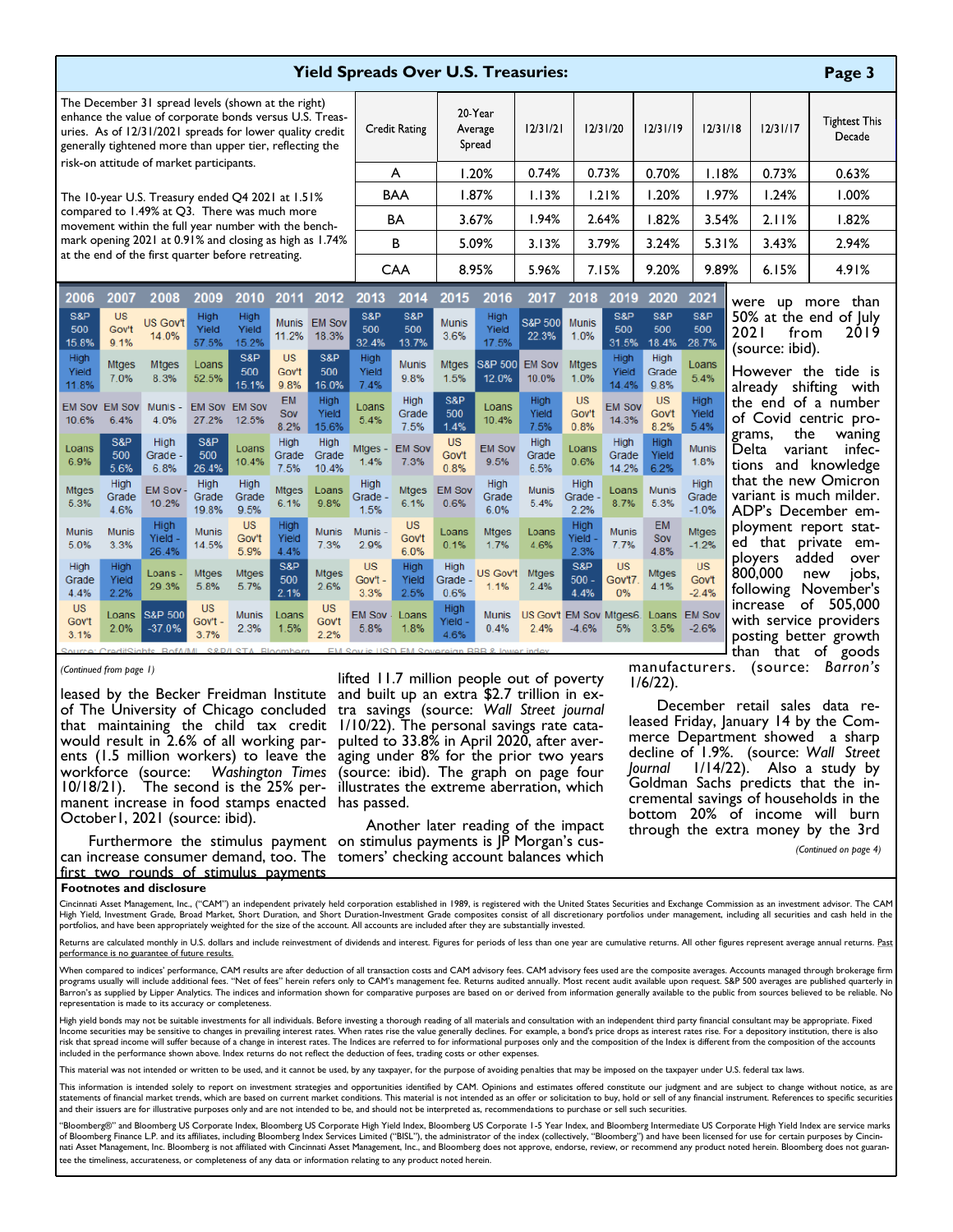## Yield Spreads Over U.S. Treasuries:

The December 31 spread levels (shown at the right) enhance the value of corporate bonds versus U.S. Treasuries. As of 12/31/2021 spreads for lower quality credit generally tightened more than upper tier, reflecting the risk-on attitude of market participants.

The 10-year U.S. Treasury ended Q4 2021 at 1.51% compared to 1.49% at Q3. There was much more movement within the full year number with the benchmark opening 2021 at 0.91% and closing as high as 1.74% at the end of the first quarter before retreating.

| Credit Rating | 20-Year Average Spread | 12/31/21 | 12/31/20 | 12/31/19 | 12/31/18 | 12/31/17 | Tightest This Decade |
|---|---|---|---|---|---|---|---|
| A | 1.20% | 0.74% | 0.73% | 0.70% | 1.18% | 0.73% | 0.63% |
| BAA | 1.87% | 1.13% | 1.21% | 1.20% | 1.97% | 1.24% | 1.00% |
| BA | 3.67% | 1.94% | 2.64% | 1.82% | 3.54% | 2.11% | 1.82% |
| B | 5.09% | 3.13% | 3.79% | 3.24% | 5.31% | 3.43% | 2.94% |
| CAA | 8.95% | 5.96% | 7.15% | 9.20% | 9.89% | 6.15% | 4.91% |

| 2006 | 2007 | 2008 | 2009 | 2010 | 2011 | 2012 | 2013 | 2014 | 2015 | 2016 | 2017 | 2018 | 2019 | 2020 | 2021 |
|---|---|---|---|---|---|---|---|---|---|---|---|---|---|---|---|
| S&P 500 15.8% | US Gov't 9.1% | US Gov't 14.0% | High Yield 57.5% | High Yield 15.2% | Munis 11.2% | EM Sov 18.3% | S&P 500 32.4% | S&P 500 13.7% | Munis 3.6% | High Yield 17.5% | S&P 500 22.3% | Munis 1.0% | S&P 500 31.5% | S&P 500 18.4% | S&P 500 28.7% |
| High Yield 11.8% | Mtges 7.0% | Mtges 8.3% | Loans 52.5% | S&P 500 15.1% | US Gov't 9.8% | S&P 500 16.0% | High Yield 7.4% | Munis 9.8% | Mtges 1.5% | S&P 500 12.0% | EM Sov 10.0% | Mtges 1.0% | High Yield 14.4% | High Grade 9.8% | Loans 5.4% |
| EM Sov 10.6% | EM Sov 6.4% | Munis - 4.0% | EM Sov 27.2% | EM Sov 12.5% | EM Sov 8.2% | High Yield 15.6% | Loans 5.4% | High Grade 7.5% | S&P 500 1.4% | Loans 10.4% | High Yield 7.5% | US Gov't 0.8% | EM Sov 14.3% | US Gov't 8.2% | High Yield 5.4% |
| Loans 6.9% | S&P 500 5.6% | High Grade - 6.8% | S&P 500 26.4% | Loans 10.4% | High Grade 7.5% | High Grade 10.4% | Mtges - 1.4% | EM Sov 7.3% | US Gov't 0.8% | EM Sov 9.5% | High Grade 6.5% | Loans 0.6% | High Grade 14.2% | High Yield 6.2% | Munis 1.6% |
| Mtges 5.3% | High Grade 4.6% | EM Sov - 10.2% | High Grade 19.8% | High Grade 9.5% | Mtges 6.1% | Loans 9.8% | High Grade - 1.5% | Mtges 6.1% | EM Sov 0.6% | High Grade 6.0% | Munis 5.4% | High Grade - 2.2% | Loans 8.7% | Munis 5.3% | High Grade -1.0% |
| Munis 5.0% | Munis 3.3% | High Yield - 26.4% | Munis 14.5% | US Gov't 5.9% | High Yield 4.4% | Munis 7.3% | Munis - 2.9% | US Gov't 6.0% | Loans 0.1% | Mtges 1.7% | Loans 4.6% | High Yield - 2.3% | Munis 7.7% | EM Sov 4.8% | Mtges -1.2% |
| High Grade 4.4% | High Yield 2.2% | Loans - 29.3% | Mtges 5.8% | Mtges 5.7% | S&P 500 2.1% | Mtges 2.6% | US Gov't - 3.3% | High Yield 2.5% | High Grade - 0.6% | US Gov't 1.1% | Mtges 2.4% | S&P 500 - 4.4% | US Gov't7. 0% | Mtges 4.1% | US Gov't -2.4% |
| US Gov't 3.1% | Loans 2.0% | S&P 500 -37.0% | US Gov't - 3.7% | Munis 2.3% | Loans 1.5% | US Gov't 2.2% | EM Sov - 5.8% | Loans 1.8% | High Yield - 4.6% | Munis 0.4% | US Gov't 2.4% | EM Sov -4.6% | Mtges6. 5% | Loans 3.5% | EM Sov -2.6% |

Source: CreditSights, BofA/ML, S&P/LSTA, Bloomberg. EM Sov is USD EM Sovereign BBB & lower index

*(Continued from page 1)*

leased by the Becker Freidman Institute of The University of Chicago concluded that maintaining the child tax credit would result in 2.6% of all working parents (1.5 million workers) to leave the workforce (source: *Washington Times* 10/18/21). The second is the 25% permanent increase in food stamps enacted October1, 2021 (source: ibid).

Furthermore the stimulus payment can increase consumer demand, too. The first two rounds of stimulus payments lifted 11.7 million people out of poverty and built up an extra \$2.7 trillion in extra savings (source: *Wall Street journal* 1/10/22). The personal savings rate catapulted to 33.8% in April 2020, after averaging under 8% for the prior two years (source: ibid). The graph on page four illustrates the extreme aberration, which has passed.

Another later reading of the impact on stimulus payments is JP Morgan's customers' checking account balances which were up more than 50% at the end of July 2021 from 2019 (source: ibid).

However the tide is already shifting with the end of a number of Covid centric programs, the waning Delta variant infections and knowledge that the new Omicron variant is much milder. ADP's December employment report stated that private employers added over 800,000 new jobs, following November's increase of 505,000 with service providers posting better growth than that of goods manufacturers. (source: *Barron's* 1/6/22).

December retail sales data released Friday, January 14 by the Commerce Department showed a sharp decline of 1.9%. (source: *Wall Street Journal* 1/14/22). Also a study by Goldman Sachs predicts that the incremental savings of households in the bottom 20% of income will burn through the extra money by the 3rd

*(Continued on page 4)*

### Footnotes and disclosure

Cincinnati Asset Management, Inc., ("CAM") an independent privately held corporation established in 1989, is registered with the United States Securities and Exchange Commission as an investment advisor. The CAM High Yield, Investment Grade, Broad Market, Short Duration, and Short Duration-Investment Grade composites consist of all discretionary portfolios under management, including all securities and cash held in the portfolios, and have been appropriately weighted for the size of the account. All accounts are included after they are substantially invested.

Returns are calculated monthly in U.S. dollars and include reinvestment of dividends and interest. Figures for periods of less than one year are cumulative returns. All other figures represent average annual returns. Past performance is no guarantee of future results.

When compared to indices' performance, CAM results are after deduction of all transaction costs and CAM advisory fees. CAM advisory fees used are the composite averages. Accounts managed through brokerage firm programs usually will include additional fees. "Net of fees" herein refers only to CAM's management fee. Returns audited annually. Most recent audit available upon request. S&P 500 averages are published quarterly in Barron's as supplied by Lipper Analytics. The indices and information shown for comparative purposes are based on or derived from information generally available to the public from sources believed to be reliable. No representation is made to its accuracy or completeness.

High yield bonds may not be suitable investments for all individuals. Before investing a thorough reading of all materials and consultation with an independent third party financial consultant may be appropriate. Fixed Income securities may be sensitive to changes in prevailing interest rates. When rates rise the value generally declines. For example, a bond's price drops as interest rates rise. For a depository institution, there is also risk that spread income will suffer because of a change in interest rates. The Indices are referred to for informational purposes only and the composition of the Index is different from the composition of the accounts included in the performance shown above. Index returns do not reflect the deduction of fees, trading costs or other expenses.

This material was not intended or written to be used, and it cannot be used, by any taxpayer, for the purpose of avoiding penalties that may be imposed on the taxpayer under U.S. federal tax laws.

This information is intended solely to report on investment strategies and opportunities identified by CAM. Opinions and estimates offered constitute our judgment and are subject to change without notice, as are statements of financial market trends, which are based on current market conditions. This material is not intended as an offer or solicitation to buy, hold or sell of any financial instrument. References to specific securities and their issuers are for illustrative purposes only and are not intended to be, and should not be interpreted as, recommendations to purchase or sell such securities.

"Bloomberg®" and Bloomberg US Corporate Index, Bloomberg US Corporate High Yield Index, Bloomberg US Corporate 1-5 Year Index, and Bloomberg Intermediate US Corporate High Yield Index are service marks of Bloomberg Finance L.P. and its affiliates, including Bloomberg Index Services Limited ("BISL"), the administrator of the index (collectively, "Bloomberg") and have been licensed for use for certain purposes by Cincinnati Asset Management, Inc. Bloomberg is not affiliated with Cincinnati Asset Management, Inc., and Bloomberg does not approve, endorse, review, or recommend any product noted herein. Bloomberg does not guarantee the timeliness, accurateness, or completeness of any data or information relating to any product noted herein.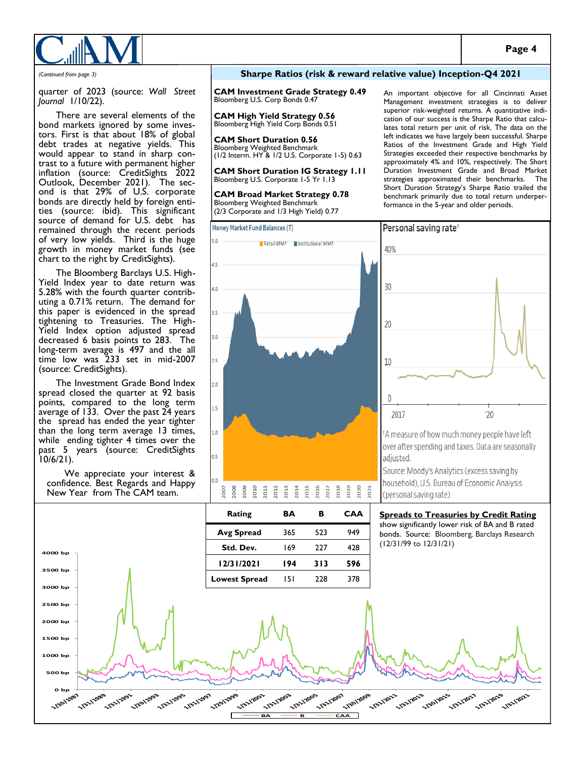*(Continued from page 3)*

quarter of 2023 (source: *Wall Street Journal* 1/10/22).

There are several elements of the bond markets ignored by some investors. First is that about 18% of global debt trades at negative yields. This would appear to stand in sharp contrast to a future with permanent higher inflation (source: CreditSights 2022 Outlook, December 2021). The second is that 29% of U.S. corporate bonds are directly held by foreign entities (source: ibid). This significant source of demand for U.S. debt has remained through the recent periods of very low yields. Third is the huge growth in money market funds (see chart to the right by CreditSights).

The Bloomberg Barclays U.S. High-Yield Index year to date return was 5.28% with the fourth quarter contributing a 0.71% return. The demand for this paper is evidenced in the spread tightening to Treasuries. The High-Yield Index option adjusted spread decreased 6 basis points to 283. The long-term average is 497 and the all time low was 233 set in mid-2007 (source: CreditSights).

The Investment Grade Bond Index spread closed the quarter at 92 basis points, compared to the long term average of 133. Over the past 24 years the spread has ended the year tighter than the long term average 13 times, while ending tighter 4 times over the past 5 years (source: CreditSights 10/6/21).

We appreciate your interest & confidence. Best Regards and Happy New Year from The CAM team.

## Sharpe Ratios (risk & reward relative value) Inception-Q4 2021

**CAM Investment Grade Strategy 0.49**
Bloomberg U.S. Corp Bonds 0.47

**CAM High Yield Strategy 0.56**
Bloomberg High Yield Corp Bonds 0.51

**CAM Short Duration 0.56**
Bloomberg Weighted Benchmark
(1/2 Interm. HY & 1/2 U.S. Corporate 1-5) 0.63

**CAM Short Duration IG Strategy 1.11**
Bloomberg U.S. Corporate 1-5 Yr 1.13

**CAM Broad Market Strategy 0.78**
Bloomberg Weighted Benchmark
(2/3 Corporate and 1/3 High Yield) 0.77

An important objective for all Cincinnati Asset Management investment strategies is to deliver superior risk-weighted returns. A quantitative indication of our success is the Sharpe Ratio that calculates total return per unit of risk. The data on the left indicates we have largely been successful. Sharpe Ratios of the Investment Grade and High Yield Strategies exceeded their respective benchmarks by approximately 4% and 10%, respectively. The Short Duration Investment Grade and Broad Market strategies approximated their benchmarks. The Short Duration Strategy's Sharpe Ratio trailed the benchmark primarily due to total return underperformance in the 5-year and older periods.

Money Market Fund Balances (T)
Retail MMF   Institutional MMF
5.0 4.5 4.0 3.5 3.0 2.5 2.0 1.5 1.0 0.5 0.0
2007 2008 2009 2010 2011 2012 2013 2014 2015 2016 2017 2018 2019 2020 2021

Personal saving rate†
40% 30 20 10 0
2017 '20

†A measure of how much money people have left over after spending and taxes. Data are seasonally adjusted.
Source: Moody's Analytics (excess saving by household), U.S. Bureau of Economic Analysis (personal saving rate)

| Rating | BA | B | CAA |
|---|---|---|---|
| Avg Spread | 365 | 523 | 949 |
| Std. Dev. | 169 | 227 | 428 |
| 12/31/2021 | 194 | 313 | 596 |
| Lowest Spread | 151 | 228 | 378 |

**Spreads to Treasuries by Credit Rating** show significantly lower risk of BA and B rated bonds. Source: Bloomberg, Barclays Research (12/31/99 to 12/31/21)

4000 bp 3500 bp 3000 bp 2500 bp 2000 bp 1500 bp 1000 bp 500 bp 0 bp
1/30/1987 1/31/1989 1/31/1991 1/29/1993 1/31/1995 1/31/1997 1/29/1999 1/31/2001 1/31/2003 1/31/2005 1/31/2007 1/30/2009 1/31/2011 1/31/2013 1/30/2015 1/31/2017 1/31/2019 1/31/2021
BA B CAA